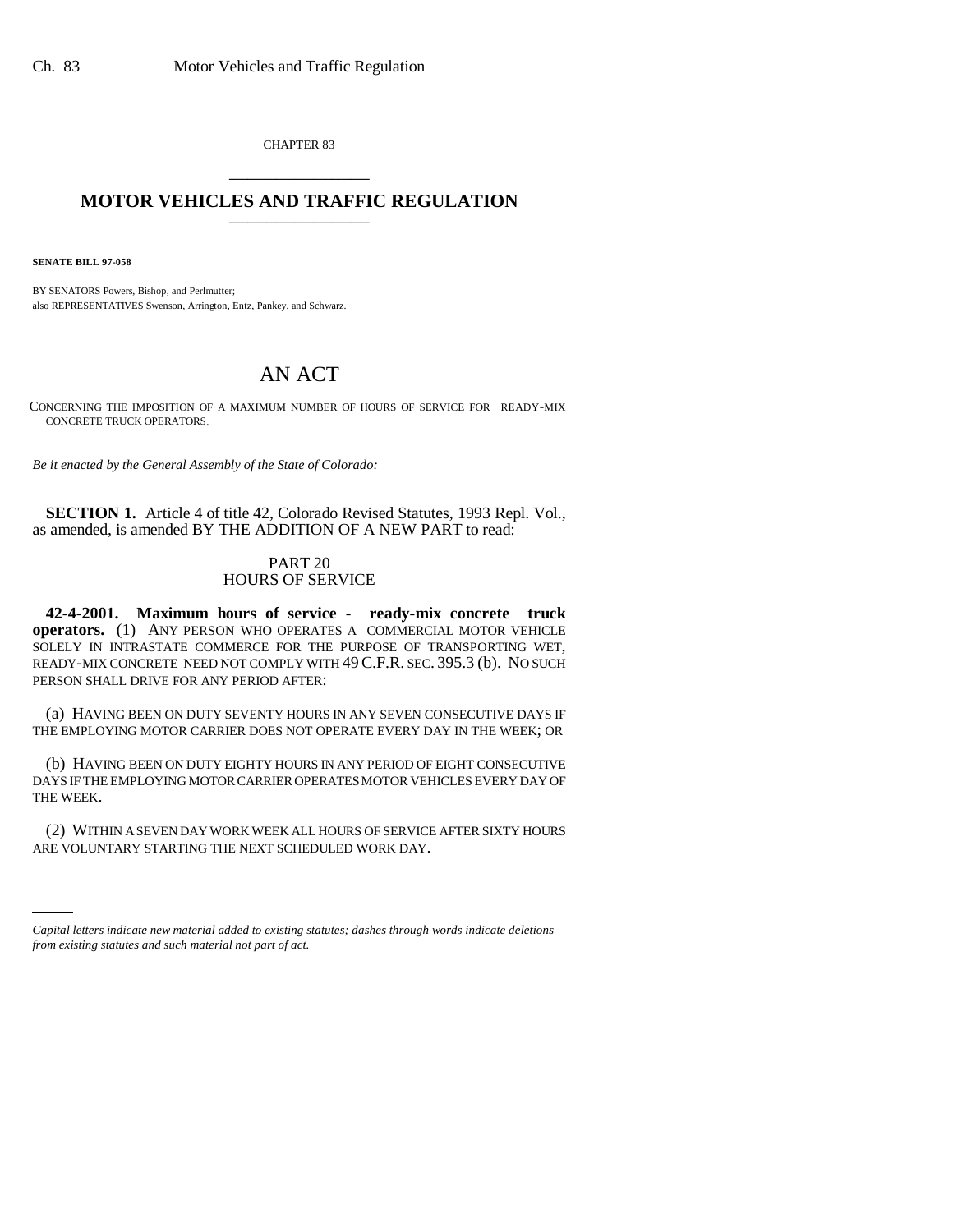CHAPTER 83

# MOTOR VEHICLES AND TRAFFIC REGULATION

**SENATE BILL 97-058**

BY SENATORS Powers, Bishop, and Perlmutter;
also REPRESENTATIVES Swenson, Arrington, Entz, Pankey, and Schwarz.

## AN ACT

CONCERNING THE IMPOSITION OF A MAXIMUM NUMBER OF HOURS OF SERVICE FOR READY-MIX CONCRETE TRUCK OPERATORS.

*Be it enacted by the General Assembly of the State of Colorado:*

**SECTION 1.** Article 4 of title 42, Colorado Revised Statutes, 1993 Repl. Vol., as amended, is amended BY THE ADDITION OF A NEW PART to read:

PART 20
HOURS OF SERVICE

**42-4-2001. Maximum hours of service - ready-mix concrete truck operators.** (1) ANY PERSON WHO OPERATES A COMMERCIAL MOTOR VEHICLE SOLELY IN INTRASTATE COMMERCE FOR THE PURPOSE OF TRANSPORTING WET, READY-MIX CONCRETE NEED NOT COMPLY WITH 49 C.F.R. SEC. 395.3 (b). NO SUCH PERSON SHALL DRIVE FOR ANY PERIOD AFTER:

(a) HAVING BEEN ON DUTY SEVENTY HOURS IN ANY SEVEN CONSECUTIVE DAYS IF THE EMPLOYING MOTOR CARRIER DOES NOT OPERATE EVERY DAY IN THE WEEK; OR

(b) HAVING BEEN ON DUTY EIGHTY HOURS IN ANY PERIOD OF EIGHT CONSECUTIVE DAYS IF THE EMPLOYING MOTOR CARRIER OPERATES MOTOR VEHICLES EVERY DAY OF THE WEEK.

(2) WITHIN A SEVEN DAY WORK WEEK ALL HOURS OF SERVICE AFTER SIXTY HOURS ARE VOLUNTARY STARTING THE NEXT SCHEDULED WORK DAY.

*Capital letters indicate new material added to existing statutes; dashes through words indicate deletions from existing statutes and such material not part of act.*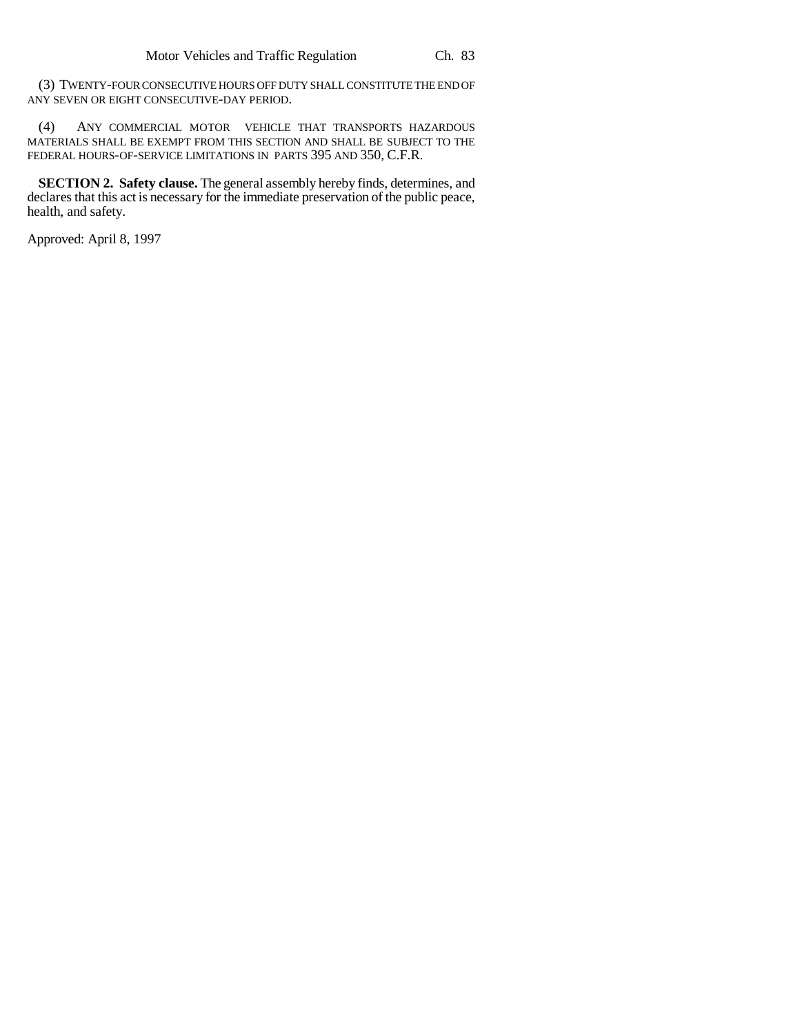(3) TWENTY-FOUR CONSECUTIVE HOURS OFF DUTY SHALL CONSTITUTE THE END OF ANY SEVEN OR EIGHT CONSECUTIVE-DAY PERIOD.

(4) ANY COMMERCIAL MOTOR VEHICLE THAT TRANSPORTS HAZARDOUS MATERIALS SHALL BE EXEMPT FROM THIS SECTION AND SHALL BE SUBJECT TO THE FEDERAL HOURS-OF-SERVICE LIMITATIONS IN PARTS 395 AND 350, C.F.R.

**SECTION 2. Safety clause.** The general assembly hereby finds, determines, and declares that this act is necessary for the immediate preservation of the public peace, health, and safety.

Approved: April 8, 1997